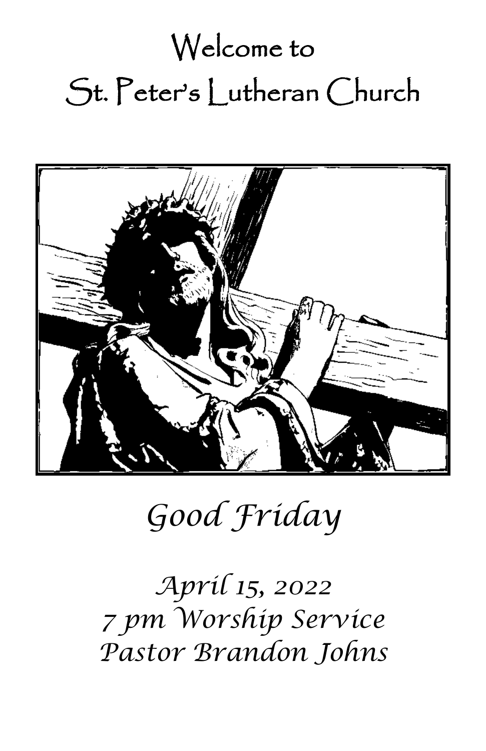# Welcome to St. Peter's Lutheran Church

## *Good Friday*

*April 15, 2022*
*7 pm Worship Service*
*Pastor Brandon Johns*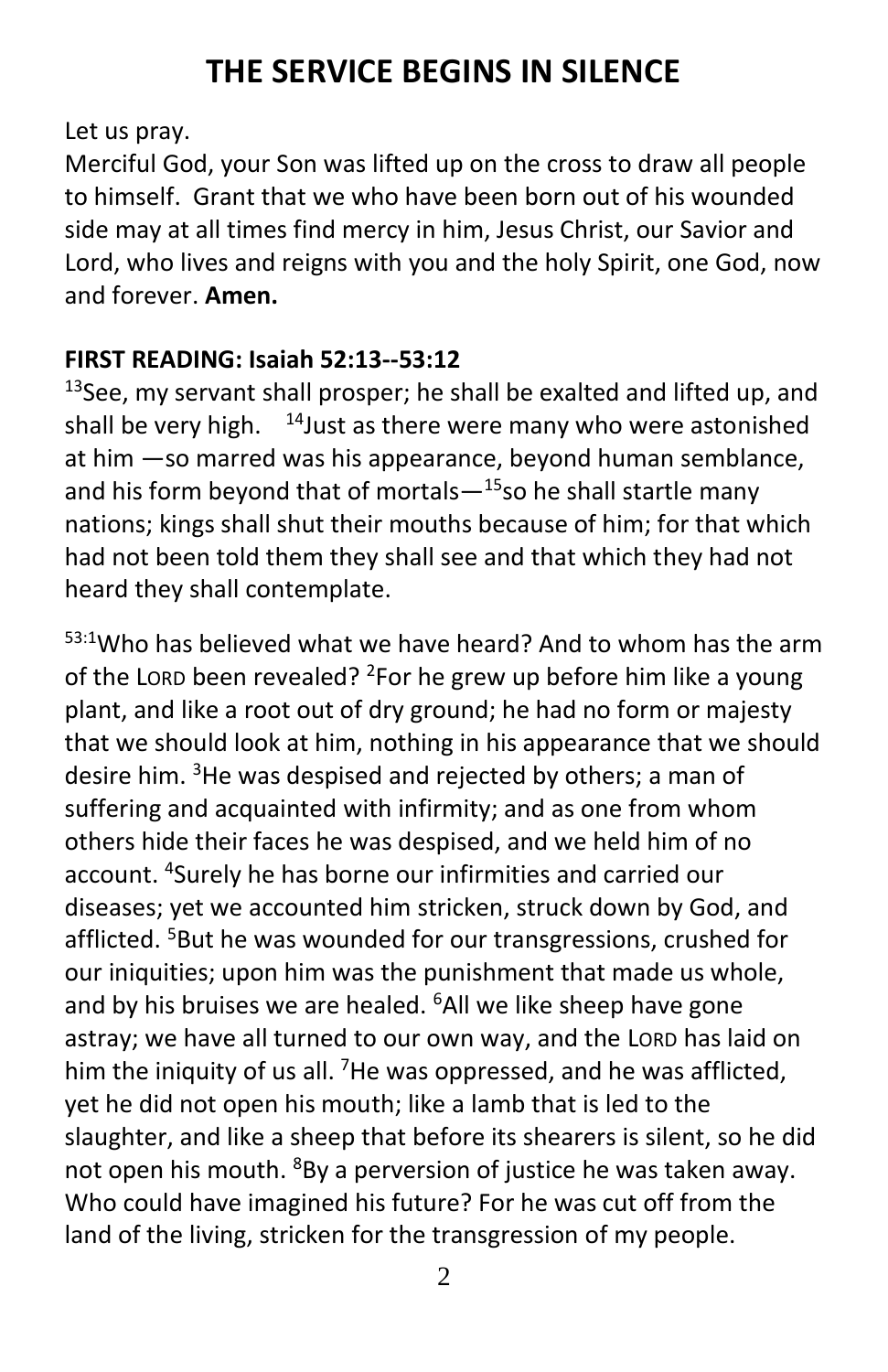# THE SERVICE BEGINS IN SILENCE

Let us pray.

Merciful God, your Son was lifted up on the cross to draw all people to himself. Grant that we who have been born out of his wounded side may at all times find mercy in him, Jesus Christ, our Savior and Lord, who lives and reigns with you and the holy Spirit, one God, now and forever. **Amen.**

**FIRST READING: Isaiah 52:13--53:12**

[13]See, my servant shall prosper; he shall be exalted and lifted up, and shall be very high. [14]Just as there were many who were astonished at him —so marred was his appearance, beyond human semblance, and his form beyond that of mortals—[15]so he shall startle many nations; kings shall shut their mouths because of him; for that which had not been told them they shall see and that which they had not heard they shall contemplate.

[53:1]Who has believed what we have heard? And to whom has the arm of the LORD been revealed? [2]For he grew up before him like a young plant, and like a root out of dry ground; he had no form or majesty that we should look at him, nothing in his appearance that we should desire him. [3]He was despised and rejected by others; a man of suffering and acquainted with infirmity; and as one from whom others hide their faces he was despised, and we held him of no account. [4]Surely he has borne our infirmities and carried our diseases; yet we accounted him stricken, struck down by God, and afflicted. [5]But he was wounded for our transgressions, crushed for our iniquities; upon him was the punishment that made us whole, and by his bruises we are healed. [6]All we like sheep have gone astray; we have all turned to our own way, and the LORD has laid on him the iniquity of us all. [7]He was oppressed, and he was afflicted, yet he did not open his mouth; like a lamb that is led to the slaughter, and like a sheep that before its shearers is silent, so he did not open his mouth. [8]By a perversion of justice he was taken away. Who could have imagined his future? For he was cut off from the land of the living, stricken for the transgression of my people.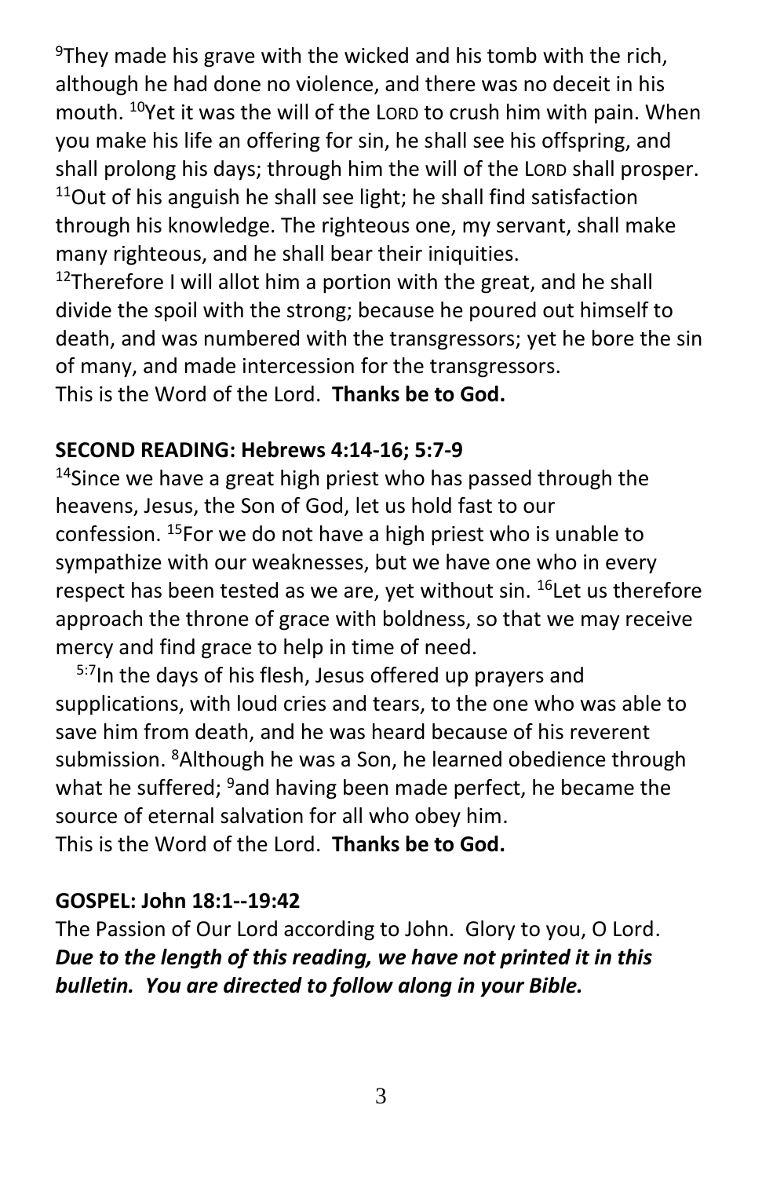[9]They made his grave with the wicked and his tomb with the rich, although he had done no violence, and there was no deceit in his mouth. [10]Yet it was the will of the LORD to crush him with pain. When you make his life an offering for sin, he shall see his offspring, and shall prolong his days; through him the will of the LORD shall prosper. [11]Out of his anguish he shall see light; he shall find satisfaction through his knowledge. The righteous one, my servant, shall make many righteous, and he shall bear their iniquities.
[12]Therefore I will allot him a portion with the great, and he shall divide the spoil with the strong; because he poured out himself to death, and was numbered with the transgressors; yet he bore the sin of many, and made intercession for the transgressors.
This is the Word of the Lord. **Thanks be to God.**

**SECOND READING: Hebrews 4:14-16; 5:7-9**

[14]Since we have a great high priest who has passed through the heavens, Jesus, the Son of God, let us hold fast to our confession. [15]For we do not have a high priest who is unable to sympathize with our weaknesses, but we have one who in every respect has been tested as we are, yet without sin. [16]Let us therefore approach the throne of grace with boldness, so that we may receive mercy and find grace to help in time of need.

[5:7]In the days of his flesh, Jesus offered up prayers and supplications, with loud cries and tears, to the one who was able to save him from death, and he was heard because of his reverent submission. [8]Although he was a Son, he learned obedience through what he suffered; [9]and having been made perfect, he became the source of eternal salvation for all who obey him.
This is the Word of the Lord. **Thanks be to God.**

**GOSPEL: John 18:1--19:42**

The Passion of Our Lord according to John. Glory to you, O Lord.
***Due to the length of this reading, we have not printed it in this bulletin. You are directed to follow along in your Bible.***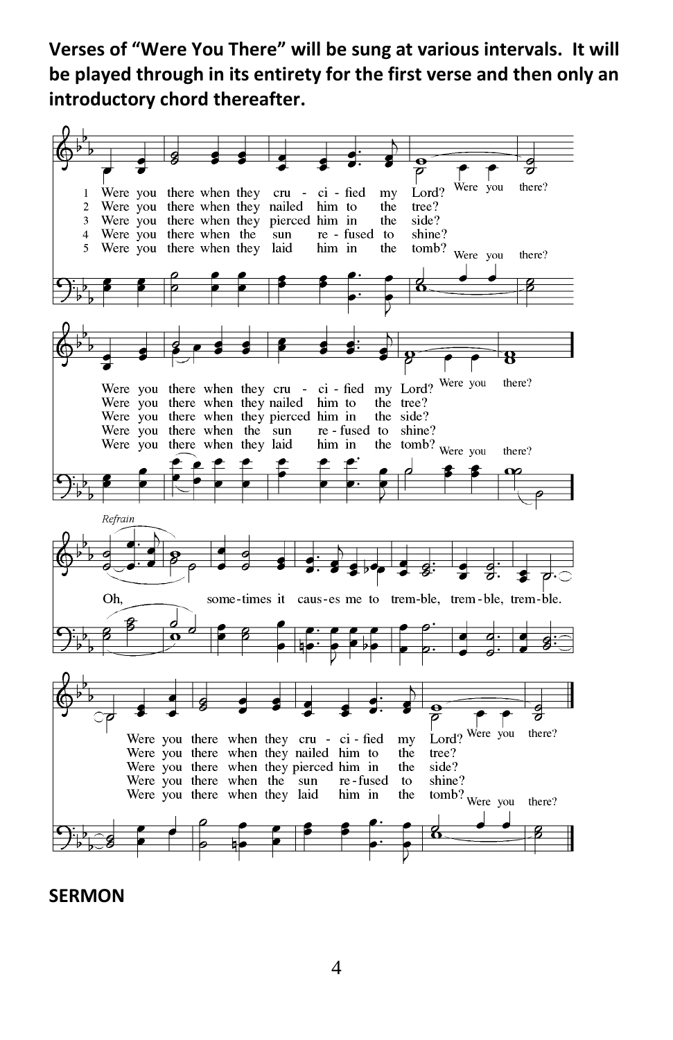**Verses of "Were You There" will be played at various intervals. It will be played through in its entirety for the first verse and then only an introductory chord thereafter.**

1 Were you there when they cru - ci - fied my Lord? Were you there?
2 Were you there when they nailed him to the tree?
3 Were you there when they pierced him in the side?
4 Were you there when the sun re - fused to shine?
5 Were you there when they laid him in the tomb? Were you there?

Were you there when they cru - ci - fied my Lord? Were you there?
Were you there when they nailed him to the tree?
Were you there when they pierced him in the side?
Were you there when the sun re - fused to shine?
Were you there when they laid him in the tomb? Were you there?

*Refrain*

Oh, some-times it caus-es me to trem-ble, trem-ble, trem-ble.

Were you there when they cru - ci - fied my Lord? Were you there?
Were you there when they nailed him to the tree?
Were you there when they pierced him in the side?
Were you there when the sun re - fused to shine?
Were you there when they laid him in the tomb? Were you there?

**SERMON**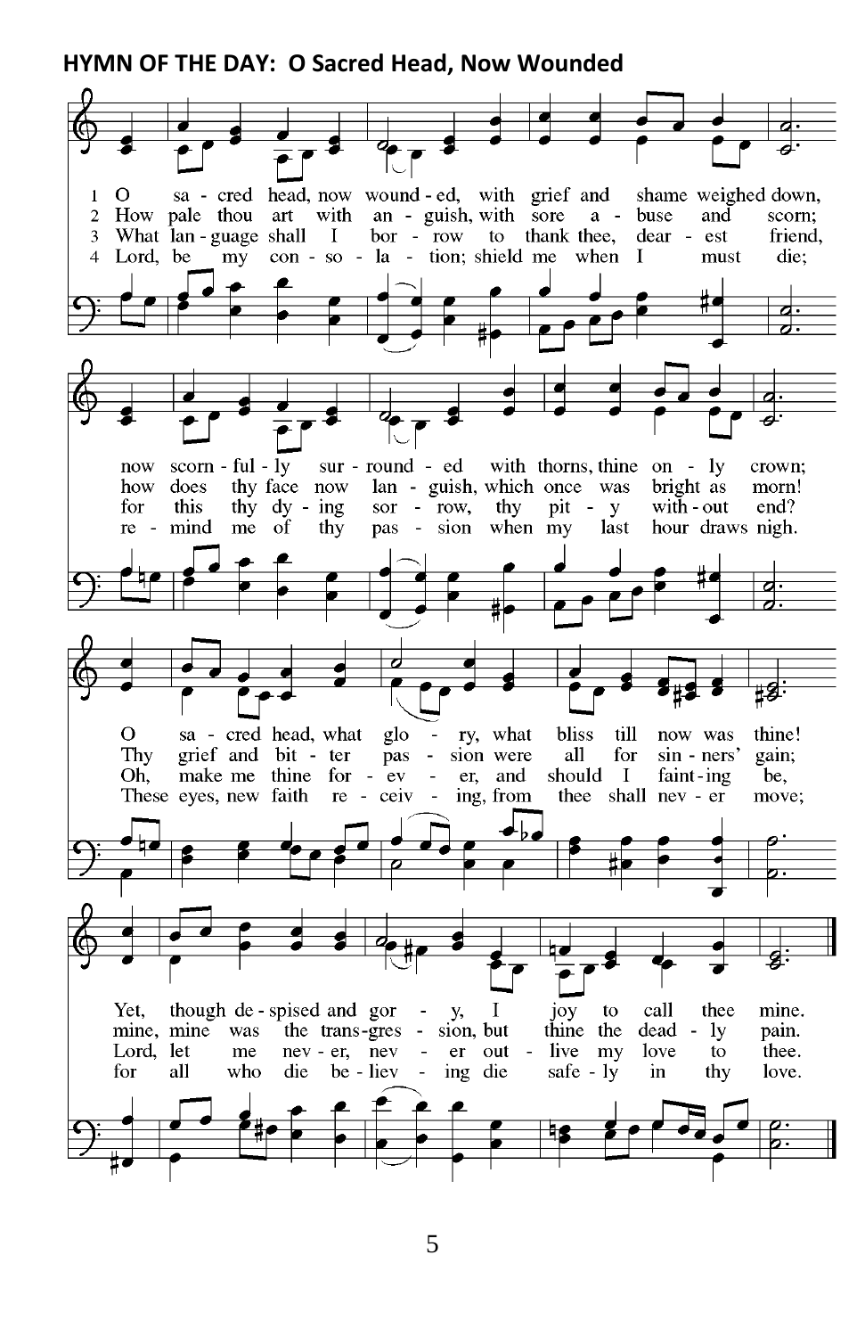**HYMN OF THE DAY: O Sacred Head, Now Wounded**

1 O sa - cred head, now wound - ed, with grief and shame weighed down, now scorn - ful - ly sur - round - ed with thorns, thine on - ly crown; O sa - cred head, what glo - ry, what bliss till now was thine! Yet, though de - spised and gor - y, I joy to call thee mine.

2 How pale thou art with an - guish, with sore a - buse and scorn; how does thy face now lan - guish, which once was bright as morn! Thy grief and bit - ter pas - sion were all for sin - ners' gain; mine, mine was the trans-gres - sion, but thine the dead - ly pain.

3 What lan - guage shall I bor - row to thank thee, dear - est friend, for this thy dy - ing sor - row, thy pit - y with - out end? Oh, make me thine for - ev - er, and should I faint - ing be, Lord, let me nev - er, nev - er out - live my love to thee.

4 Lord, be my con - so - la - tion; shield me when I must die; re - mind me of thy pas - sion when my last hour draws nigh. These eyes, new faith re - ceiv - ing, from thee shall nev - er move; for all who die be - liev - ing die safe - ly in thy love.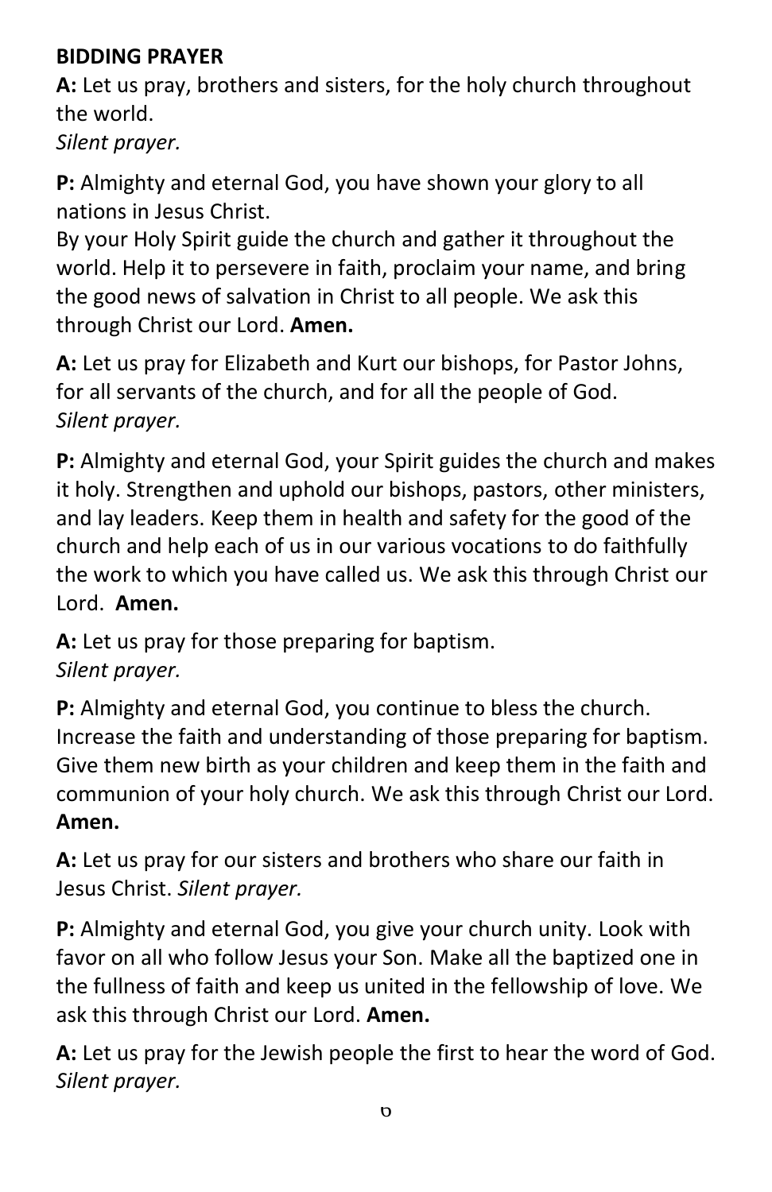**BIDDING PRAYER**

**A:** Let us pray, brothers and sisters, for the holy church throughout the world.
*Silent prayer.*

**P:** Almighty and eternal God, you have shown your glory to all nations in Jesus Christ.
By your Holy Spirit guide the church and gather it throughout the world. Help it to persevere in faith, proclaim your name, and bring the good news of salvation in Christ to all people. We ask this through Christ our Lord. **Amen.**

**A:** Let us pray for Elizabeth and Kurt our bishops, for Pastor Johns, for all servants of the church, and for all the people of God.
*Silent prayer.*

**P:** Almighty and eternal God, your Spirit guides the church and makes it holy. Strengthen and uphold our bishops, pastors, other ministers, and lay leaders. Keep them in health and safety for the good of the church and help each of us in our various vocations to do faithfully the work to which you have called us. We ask this through Christ our Lord. **Amen.**

**A:** Let us pray for those preparing for baptism.
*Silent prayer.*

**P:** Almighty and eternal God, you continue to bless the church. Increase the faith and understanding of those preparing for baptism. Give them new birth as your children and keep them in the faith and communion of your holy church. We ask this through Christ our Lord. **Amen.**

**A:** Let us pray for our sisters and brothers who share our faith in Jesus Christ. *Silent prayer.*

**P:** Almighty and eternal God, you give your church unity. Look with favor on all who follow Jesus your Son. Make all the baptized one in the fullness of faith and keep us united in the fellowship of love. We ask this through Christ our Lord. **Amen.**

**A:** Let us pray for the Jewish people the first to hear the word of God.
*Silent prayer.*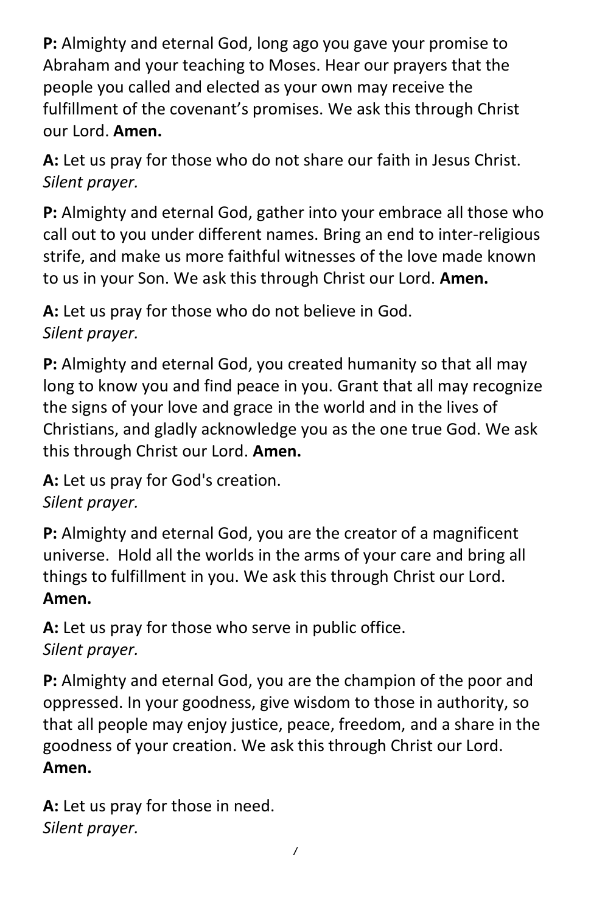**P:** Almighty and eternal God, long ago you gave your promise to Abraham and your teaching to Moses. Hear our prayers that the people you called and elected as your own may receive the fulfillment of the covenant's promises. We ask this through Christ our Lord. **Amen.**

**A:** Let us pray for those who do not share our faith in Jesus Christ.
*Silent prayer.*

**P:** Almighty and eternal God, gather into your embrace all those who call out to you under different names. Bring an end to inter-religious strife, and make us more faithful witnesses of the love made known to us in your Son. We ask this through Christ our Lord. **Amen.**

**A:** Let us pray for those who do not believe in God.
*Silent prayer.*

**P:** Almighty and eternal God, you created humanity so that all may long to know you and find peace in you. Grant that all may recognize the signs of your love and grace in the world and in the lives of Christians, and gladly acknowledge you as the one true God. We ask this through Christ our Lord. **Amen.**

**A:** Let us pray for God's creation.
*Silent prayer.*

**P:** Almighty and eternal God, you are the creator of a magnificent universe. Hold all the worlds in the arms of your care and bring all things to fulfillment in you. We ask this through Christ our Lord. **Amen.**

**A:** Let us pray for those who serve in public office.
*Silent prayer.*

**P:** Almighty and eternal God, you are the champion of the poor and oppressed. In your goodness, give wisdom to those in authority, so that all people may enjoy justice, peace, freedom, and a share in the goodness of your creation. We ask this through Christ our Lord. **Amen.**

**A:** Let us pray for those in need.
*Silent prayer.*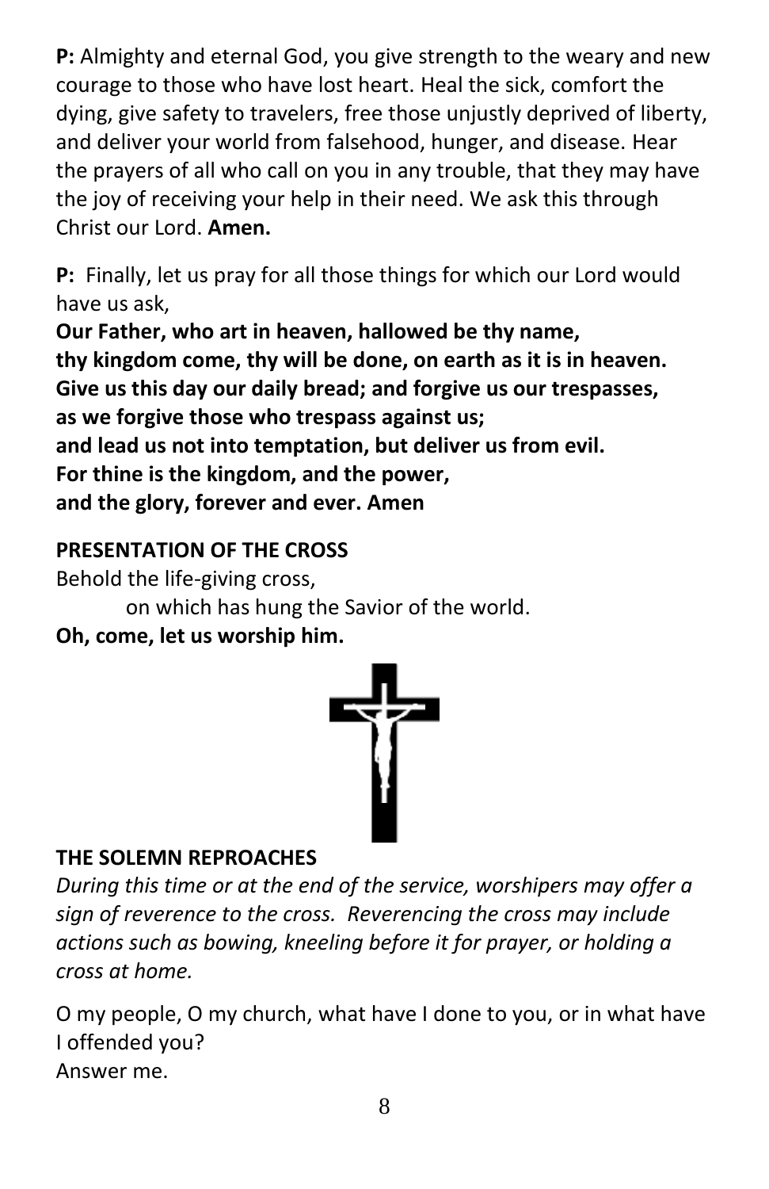**P:** Almighty and eternal God, you give strength to the weary and new courage to those who have lost heart. Heal the sick, comfort the dying, give safety to travelers, free those unjustly deprived of liberty, and deliver your world from falsehood, hunger, and disease. Hear the prayers of all who call on you in any trouble, that they may have the joy of receiving your help in their need. We ask this through Christ our Lord. **Amen.**

**P:** Finally, let us pray for all those things for which our Lord would have us ask,

**Our Father, who art in heaven, hallowed be thy name,**
**thy kingdom come, thy will be done, on earth as it is in heaven.**
**Give us this day our daily bread; and forgive us our trespasses,**
**as we forgive those who trespass against us;**
**and lead us not into temptation, but deliver us from evil.**
**For thine is the kingdom, and the power,**
**and the glory, forever and ever. Amen**

## PRESENTATION OF THE CROSS

Behold the life-giving cross,
 on which has hung the Savior of the world.
**Oh, come, let us worship him.**

## THE SOLEMN REPROACHES

*During this time or at the end of the service, worshipers may offer a sign of reverence to the cross. Reverencing the cross may include actions such as bowing, kneeling before it for prayer, or holding a cross at home.*

O my people, O my church, what have I done to you, or in what have I offended you?
Answer me.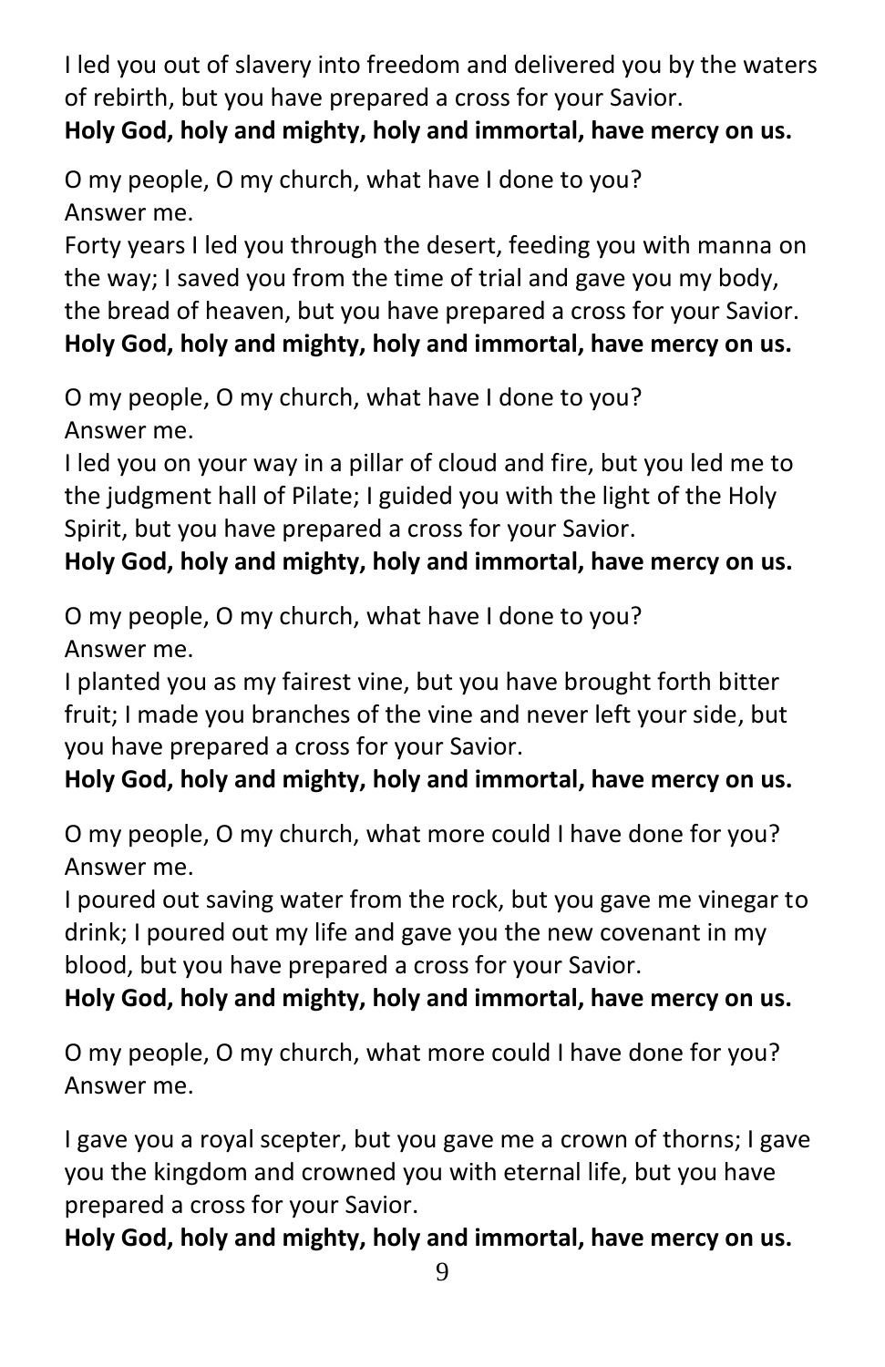I led you out of slavery into freedom and delivered you by the waters of rebirth, but you have prepared a cross for your Savior.
**Holy God, holy and mighty, holy and immortal, have mercy on us.**

O my people, O my church, what have I done to you?
Answer me.
Forty years I led you through the desert, feeding you with manna on the way; I saved you from the time of trial and gave you my body, the bread of heaven, but you have prepared a cross for your Savior.
**Holy God, holy and mighty, holy and immortal, have mercy on us.**

O my people, O my church, what have I done to you?
Answer me.
I led you on your way in a pillar of cloud and fire, but you led me to the judgment hall of Pilate; I guided you with the light of the Holy Spirit, but you have prepared a cross for your Savior.
**Holy God, holy and mighty, holy and immortal, have mercy on us.**

O my people, O my church, what have I done to you?
Answer me.
I planted you as my fairest vine, but you have brought forth bitter fruit; I made you branches of the vine and never left your side, but you have prepared a cross for your Savior.
**Holy God, holy and mighty, holy and immortal, have mercy on us.**

O my people, O my church, what more could I have done for you?
Answer me.
I poured out saving water from the rock, but you gave me vinegar to drink; I poured out my life and gave you the new covenant in my blood, but you have prepared a cross for your Savior.
**Holy God, holy and mighty, holy and immortal, have mercy on us.**

O my people, O my church, what more could I have done for you?
Answer me.

I gave you a royal scepter, but you gave me a crown of thorns; I gave you the kingdom and crowned you with eternal life, but you have prepared a cross for your Savior.
**Holy God, holy and mighty, holy and immortal, have mercy on us.**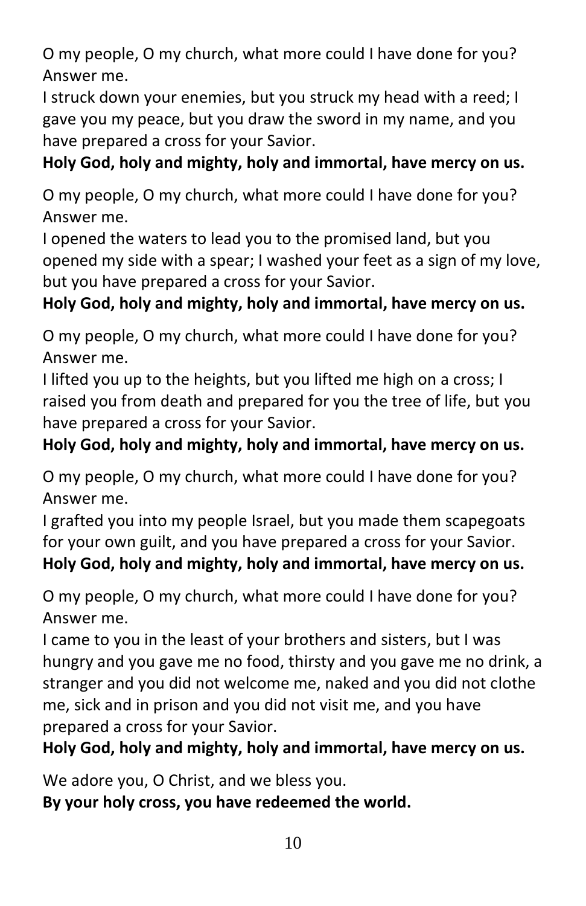O my people, O my church, what more could I have done for you? Answer me.
I struck down your enemies, but you struck my head with a reed; I gave you my peace, but you draw the sword in my name, and you have prepared a cross for your Savior.
**Holy God, holy and mighty, holy and immortal, have mercy on us.**

O my people, O my church, what more could I have done for you? Answer me.
I opened the waters to lead you to the promised land, but you opened my side with a spear; I washed your feet as a sign of my love, but you have prepared a cross for your Savior.
**Holy God, holy and mighty, holy and immortal, have mercy on us.**

O my people, O my church, what more could I have done for you? Answer me.
I lifted you up to the heights, but you lifted me high on a cross; I raised you from death and prepared for you the tree of life, but you have prepared a cross for your Savior.
**Holy God, holy and mighty, holy and immortal, have mercy on us.**

O my people, O my church, what more could I have done for you? Answer me.
I grafted you into my people Israel, but you made them scapegoats for your own guilt, and you have prepared a cross for your Savior.
**Holy God, holy and mighty, holy and immortal, have mercy on us.**

O my people, O my church, what more could I have done for you? Answer me.
I came to you in the least of your brothers and sisters, but I was hungry and you gave me no food, thirsty and you gave me no drink, a stranger and you did not welcome me, naked and you did not clothe me, sick and in prison and you did not visit me, and you have prepared a cross for your Savior.
**Holy God, holy and mighty, holy and immortal, have mercy on us.**

We adore you, O Christ, and we bless you.
**By your holy cross, you have redeemed the world.**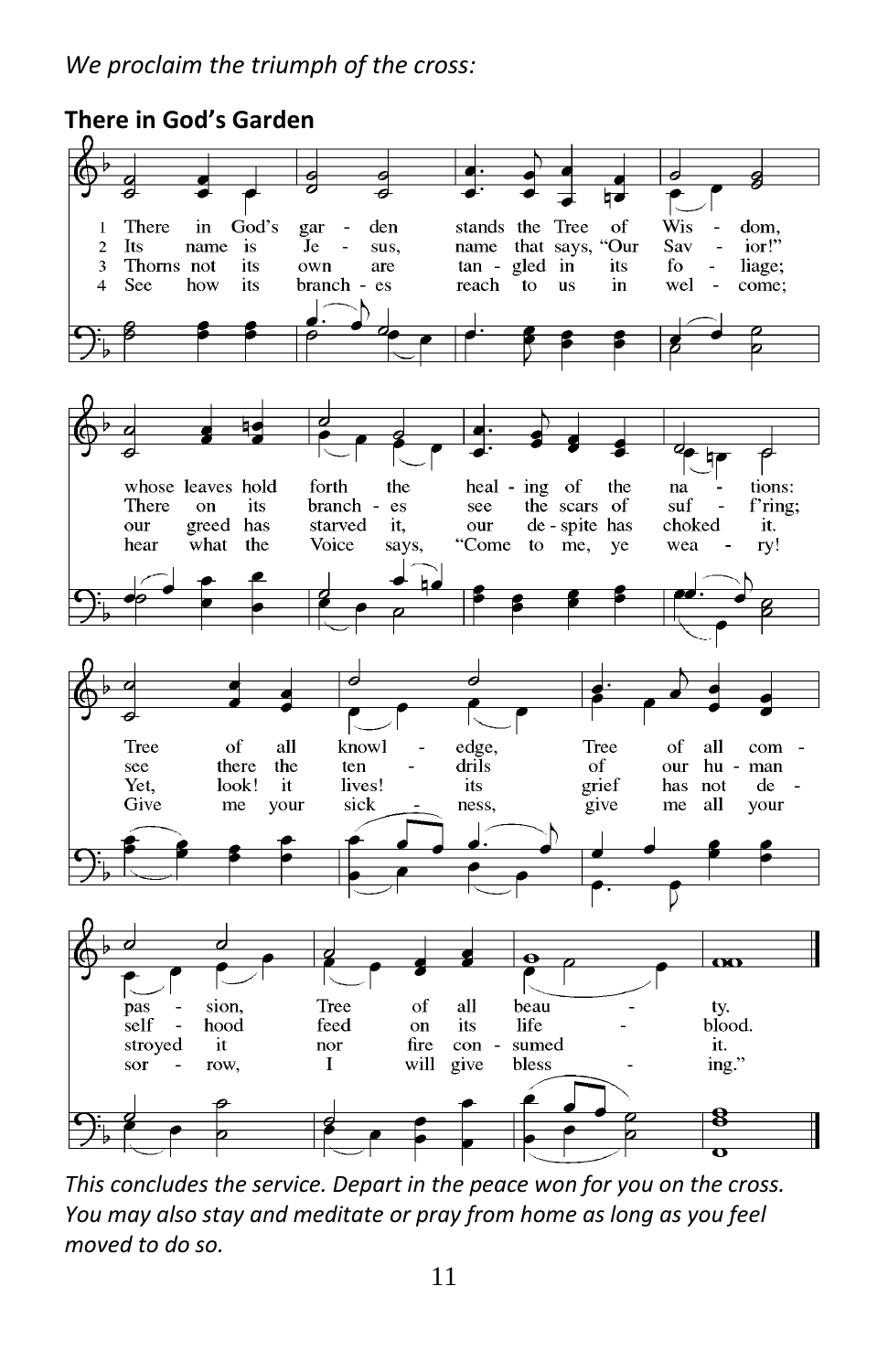*We proclaim the triumph of the cross:*

**There in God's Garden**

1 There in God's garden stands the Tree of Wisdom, whose leaves hold forth the healing of the nations: Tree of all knowledge, Tree of all compassion, Tree of all beauty.

2 Its name is Jesus, name that says, "Our Savior!" There on its branches see the scars of suff'ring; see there the tendrils of our human selfhood feed on its lifeblood.

3 Thorns not its own are tangled in its foliage; our greed has starved it, our despite has choked it. Yet, look! it lives! its grief has not destroyed it nor fire consumed it.

4 See how its branches reach to us in welcome; hear what the Voice says, "Come to me, ye weary! Give me your sickness, give me all your sorrow, I will give blessing."

*This concludes the service. Depart in the peace won for you on the cross. You may also stay and meditate or pray from home as long as you feel moved to do so.*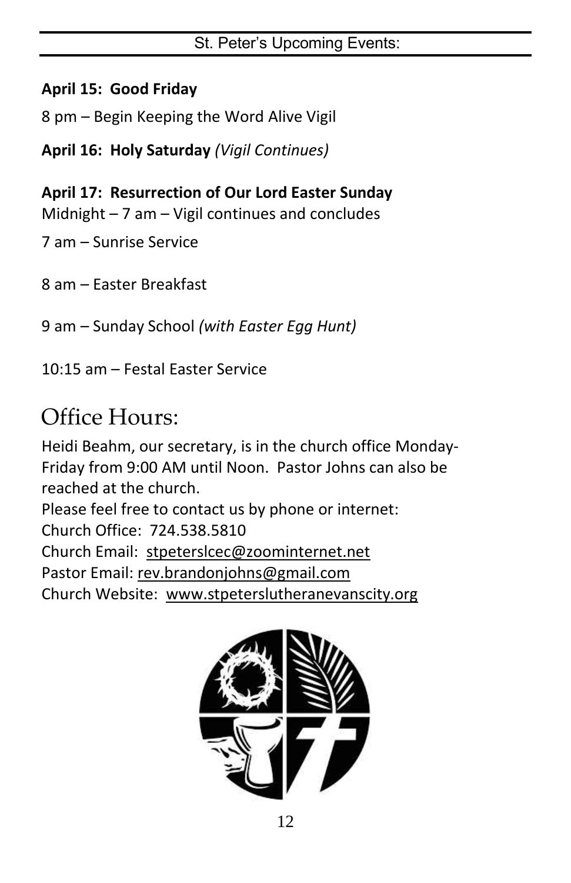## St. Peter's Upcoming Events:

**April 15: Good Friday**

8 pm – Begin Keeping the Word Alive Vigil

**April 16: Holy Saturday** *(Vigil Continues)*

**April 17: Resurrection of Our Lord Easter Sunday**
Midnight – 7 am – Vigil continues and concludes

7 am – Sunrise Service

8 am – Easter Breakfast

9 am – Sunday School *(with Easter Egg Hunt)*

10:15 am – Festal Easter Service

# Office Hours:

Heidi Beahm, our secretary, is in the church office Monday-Friday from 9:00 AM until Noon. Pastor Johns can also be reached at the church.
Please feel free to contact us by phone or internet:
Church Office: 724.538.5810
Church Email: stpeterslcec@zoominternet.net
Pastor Email: rev.brandonjohns@gmail.com
Church Website: www.stpeterslutheranevanscity.org